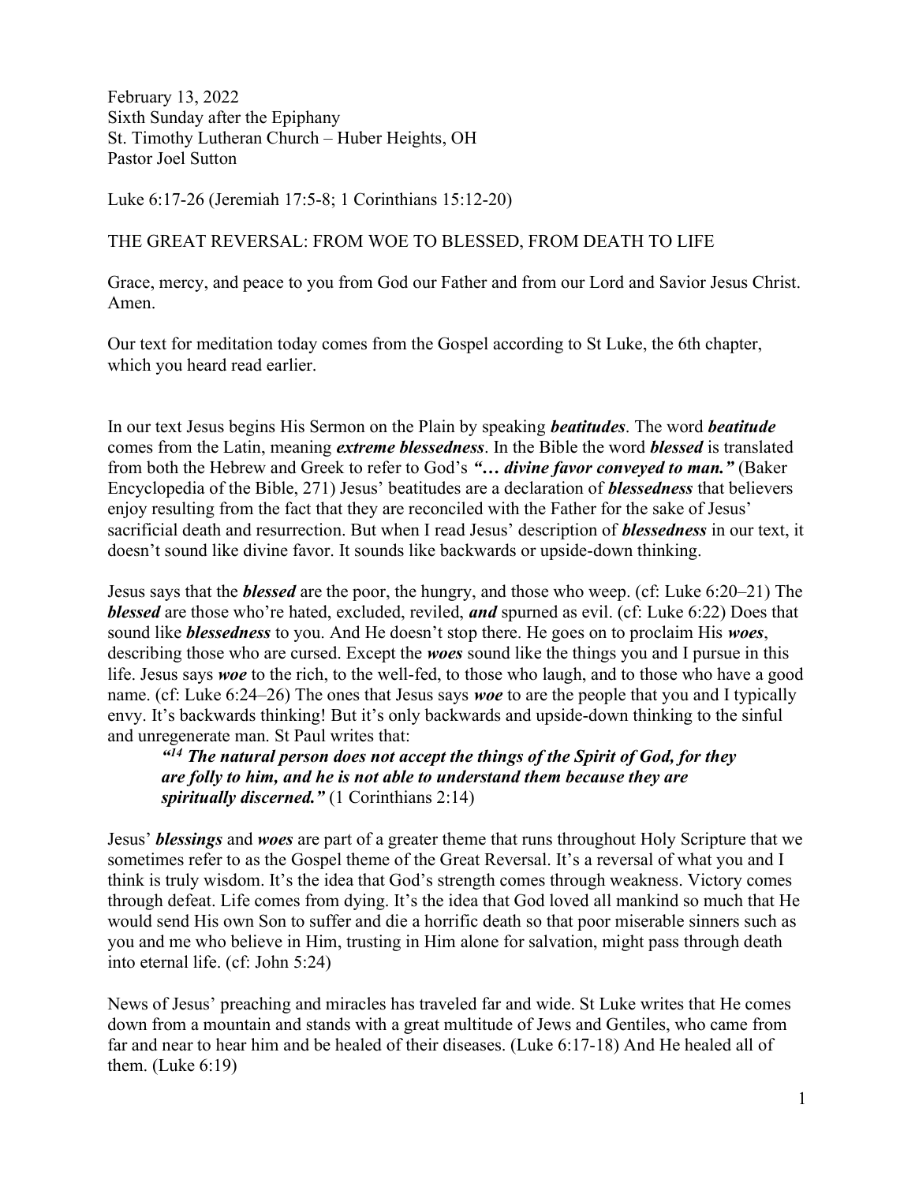February 13, 2022
Sixth Sunday after the Epiphany
St. Timothy Lutheran Church – Huber Heights, OH
Pastor Joel Sutton

Luke 6:17-26 (Jeremiah 17:5-8; 1 Corinthians 15:12-20)

THE GREAT REVERSAL: FROM WOE TO BLESSED, FROM DEATH TO LIFE

Grace, mercy, and peace to you from God our Father and from our Lord and Savior Jesus Christ. Amen.

Our text for meditation today comes from the Gospel according to St Luke, the 6th chapter, which you heard read earlier.

In our text Jesus begins His Sermon on the Plain by speaking ***beatitudes***. The word ***beatitude*** comes from the Latin, meaning ***extreme blessedness***. In the Bible the word ***blessed*** is translated from both the Hebrew and Greek to refer to God's ***"… divine favor conveyed to man."*** (Baker Encyclopedia of the Bible, 271) Jesus' beatitudes are a declaration of ***blessedness*** that believers enjoy resulting from the fact that they are reconciled with the Father for the sake of Jesus' sacrificial death and resurrection. But when I read Jesus' description of ***blessedness*** in our text, it doesn't sound like divine favor. It sounds like backwards or upside-down thinking.

Jesus says that the ***blessed*** are the poor, the hungry, and those who weep. (cf: Luke 6:20–21) The ***blessed*** are those who're hated, excluded, reviled, ***and*** spurned as evil. (cf: Luke 6:22) Does that sound like ***blessedness*** to you. And He doesn't stop there. He goes on to proclaim His ***woes***, describing those who are cursed. Except the ***woes*** sound like the things you and I pursue in this life. Jesus says ***woe*** to the rich, to the well-fed, to those who laugh, and to those who have a good name. (cf: Luke 6:24–26) The ones that Jesus says ***woe*** to are the people that you and I typically envy. It's backwards thinking! But it's only backwards and upside-down thinking to the sinful and unregenerate man. St Paul writes that:

> ***"14 The natural person does not accept the things of the Spirit of God, for they are folly to him, and he is not able to understand them because they are spiritually discerned."*** (1 Corinthians 2:14)

Jesus' ***blessings*** and ***woes*** are part of a greater theme that runs throughout Holy Scripture that we sometimes refer to as the Gospel theme of the Great Reversal. It's a reversal of what you and I think is truly wisdom. It's the idea that God's strength comes through weakness. Victory comes through defeat. Life comes from dying. It's the idea that God loved all mankind so much that He would send His own Son to suffer and die a horrific death so that poor miserable sinners such as you and me who believe in Him, trusting in Him alone for salvation, might pass through death into eternal life. (cf: John 5:24)

News of Jesus' preaching and miracles has traveled far and wide. St Luke writes that He comes down from a mountain and stands with a great multitude of Jews and Gentiles, who came from far and near to hear him and be healed of their diseases. (Luke 6:17-18) And He healed all of them. (Luke 6:19)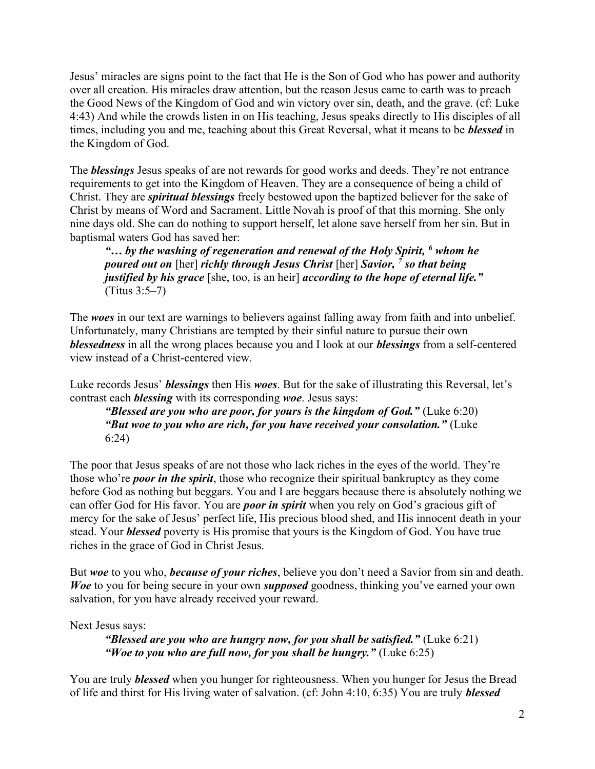Jesus' miracles are signs point to the fact that He is the Son of God who has power and authority over all creation. His miracles draw attention, but the reason Jesus came to earth was to preach the Good News of the Kingdom of God and win victory over sin, death, and the grave. (cf: Luke 4:43) And while the crowds listen in on His teaching, Jesus speaks directly to His disciples of all times, including you and me, teaching about this Great Reversal, what it means to be ***blessed*** in the Kingdom of God.

The ***blessings*** Jesus speaks of are not rewards for good works and deeds. They're not entrance requirements to get into the Kingdom of Heaven. They are a consequence of being a child of Christ. They are ***spiritual blessings*** freely bestowed upon the baptized believer for the sake of Christ by means of Word and Sacrament. Little Novah is proof of that this morning. She only nine days old. She can do nothing to support herself, let alone save herself from her sin. But in baptismal waters God has saved her:

> ***"… by the washing of regeneration and renewal of the Holy Spirit,*** [6] ***whom he poured out on*** [her] ***richly through Jesus Christ*** [her] ***Savior,*** [7] ***so that being justified by his grace*** [she, too, is an heir] ***according to the hope of eternal life."*** (Titus 3:5–7)

The ***woes*** in our text are warnings to believers against falling away from faith and into unbelief. Unfortunately, many Christians are tempted by their sinful nature to pursue their own ***blessedness*** in all the wrong places because you and I look at our ***blessings*** from a self-centered view instead of a Christ-centered view.

Luke records Jesus' ***blessings*** then His ***woes***. But for the sake of illustrating this Reversal, let's contrast each ***blessing*** with its corresponding ***woe***. Jesus says:

> ***"Blessed are you who are poor, for yours is the kingdom of God."*** (Luke 6:20)
> ***"But woe to you who are rich, for you have received your consolation."*** (Luke 6:24)

The poor that Jesus speaks of are not those who lack riches in the eyes of the world. They're those who're ***poor in the spirit***, those who recognize their spiritual bankruptcy as they come before God as nothing but beggars. You and I are beggars because there is absolutely nothing we can offer God for His favor. You are ***poor in spirit*** when you rely on God's gracious gift of mercy for the sake of Jesus' perfect life, His precious blood shed, and His innocent death in your stead. Your ***blessed*** poverty is His promise that yours is the Kingdom of God. You have true riches in the grace of God in Christ Jesus.

But ***woe*** to you who, ***because of your riches***, believe you don't need a Savior from sin and death. ***Woe*** to you for being secure in your own ***supposed*** goodness, thinking you've earned your own salvation, for you have already received your reward.

Next Jesus says:

> ***"Blessed are you who are hungry now, for you shall be satisfied."*** (Luke 6:21)
> ***"Woe to you who are full now, for you shall be hungry."*** (Luke 6:25)

You are truly ***blessed*** when you hunger for righteousness. When you hunger for Jesus the Bread of life and thirst for His living water of salvation. (cf: John 4:10, 6:35) You are truly ***blessed***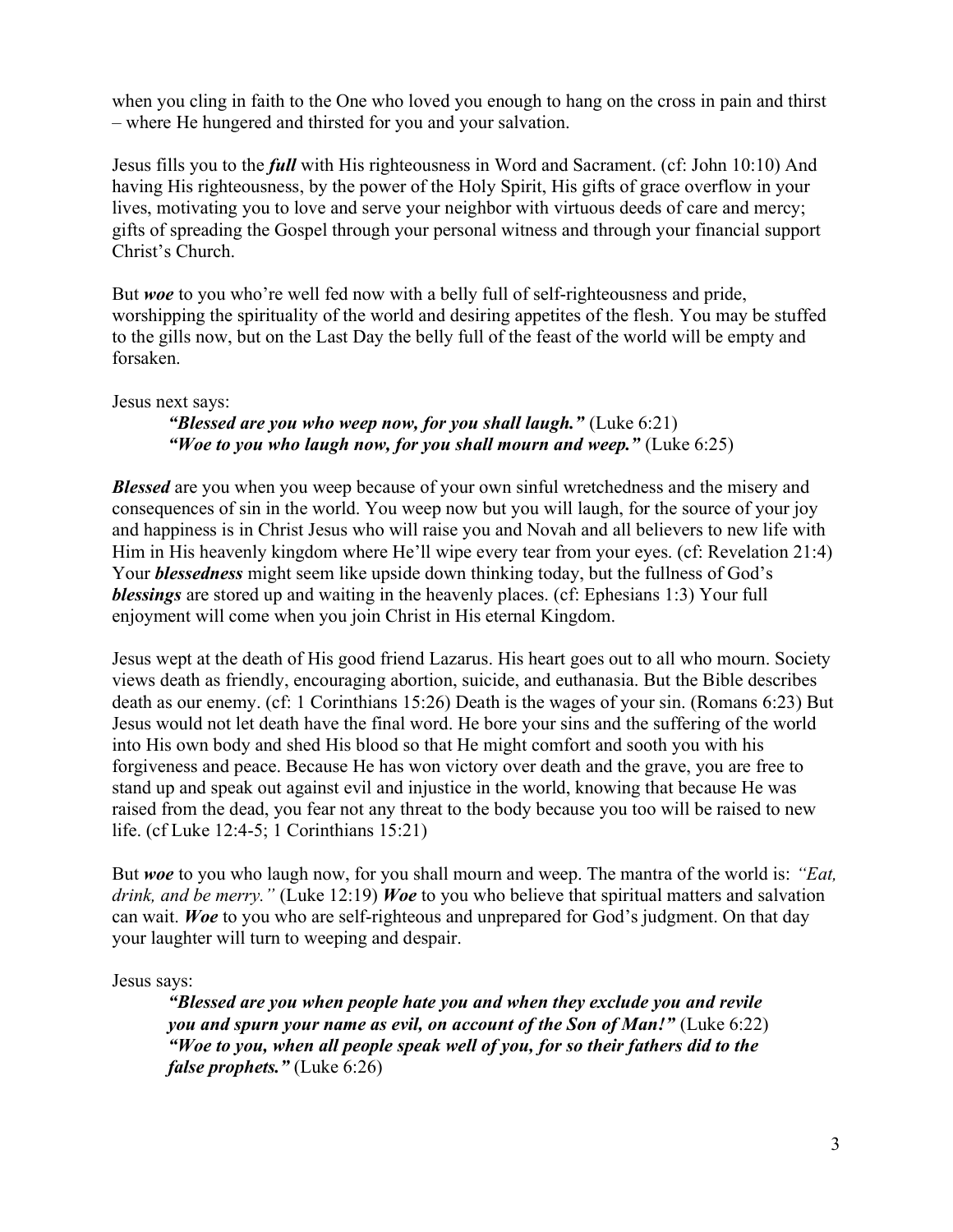when you cling in faith to the One who loved you enough to hang on the cross in pain and thirst – where He hungered and thirsted for you and your salvation.

Jesus fills you to the ***full*** with His righteousness in Word and Sacrament. (cf: John 10:10) And having His righteousness, by the power of the Holy Spirit, His gifts of grace overflow in your lives, motivating you to love and serve your neighbor with virtuous deeds of care and mercy; gifts of spreading the Gospel through your personal witness and through your financial support Christ's Church.

But ***woe*** to you who're well fed now with a belly full of self-righteousness and pride, worshipping the spirituality of the world and desiring appetites of the flesh. You may be stuffed to the gills now, but on the Last Day the belly full of the feast of the world will be empty and forsaken.

Jesus next says:

> ***"Blessed are you who weep now, for you shall laugh."*** (Luke 6:21)
> ***"Woe to you who laugh now, for you shall mourn and weep."*** (Luke 6:25)

***Blessed*** are you when you weep because of your own sinful wretchedness and the misery and consequences of sin in the world. You weep now but you will laugh, for the source of your joy and happiness is in Christ Jesus who will raise you and Novah and all believers to new life with Him in His heavenly kingdom where He'll wipe every tear from your eyes. (cf: Revelation 21:4) Your ***blessedness*** might seem like upside down thinking today, but the fullness of God's ***blessings*** are stored up and waiting in the heavenly places. (cf: Ephesians 1:3) Your full enjoyment will come when you join Christ in His eternal Kingdom.

Jesus wept at the death of His good friend Lazarus. His heart goes out to all who mourn. Society views death as friendly, encouraging abortion, suicide, and euthanasia. But the Bible describes death as our enemy. (cf: 1 Corinthians 15:26) Death is the wages of your sin. (Romans 6:23) But Jesus would not let death have the final word. He bore your sins and the suffering of the world into His own body and shed His blood so that He might comfort and sooth you with his forgiveness and peace. Because He has won victory over death and the grave, you are free to stand up and speak out against evil and injustice in the world, knowing that because He was raised from the dead, you fear not any threat to the body because you too will be raised to new life. (cf Luke 12:4-5; 1 Corinthians 15:21)

But ***woe*** to you who laugh now, for you shall mourn and weep. The mantra of the world is: *"Eat, drink, and be merry."* (Luke 12:19) ***Woe*** to you who believe that spiritual matters and salvation can wait. ***Woe*** to you who are self-righteous and unprepared for God's judgment. On that day your laughter will turn to weeping and despair.

Jesus says:

> ***"Blessed are you when people hate you and when they exclude you and revile you and spurn your name as evil, on account of the Son of Man!"*** (Luke 6:22)
> ***"Woe to you, when all people speak well of you, for so their fathers did to the false prophets."*** (Luke 6:26)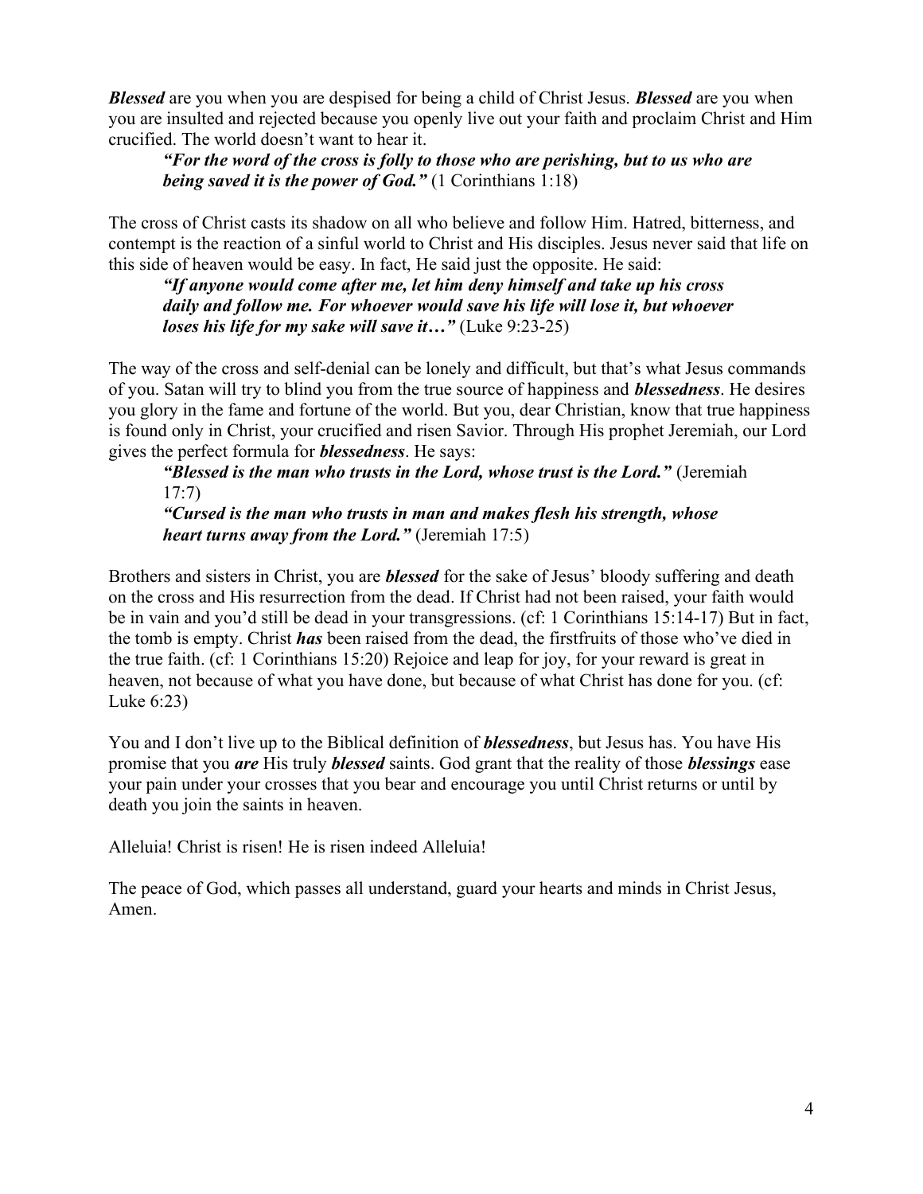***Blessed*** are you when you are despised for being a child of Christ Jesus. ***Blessed*** are you when you are insulted and rejected because you openly live out your faith and proclaim Christ and Him crucified. The world doesn't want to hear it.

> ***"For the word of the cross is folly to those who are perishing, but to us who are being saved it is the power of God."*** (1 Corinthians 1:18)

The cross of Christ casts its shadow on all who believe and follow Him. Hatred, bitterness, and contempt is the reaction of a sinful world to Christ and His disciples. Jesus never said that life on this side of heaven would be easy. In fact, He said just the opposite. He said:

> ***"If anyone would come after me, let him deny himself and take up his cross daily and follow me. For whoever would save his life will lose it, but whoever loses his life for my sake will save it…"*** (Luke 9:23-25)

The way of the cross and self-denial can be lonely and difficult, but that's what Jesus commands of you. Satan will try to blind you from the true source of happiness and ***blessedness***. He desires you glory in the fame and fortune of the world. But you, dear Christian, know that true happiness is found only in Christ, your crucified and risen Savior. Through His prophet Jeremiah, our Lord gives the perfect formula for ***blessedness***. He says:

> ***"Blessed is the man who trusts in the Lord, whose trust is the Lord."*** (Jeremiah 17:7)
>
> ***"Cursed is the man who trusts in man and makes flesh his strength, whose heart turns away from the Lord."*** (Jeremiah 17:5)

Brothers and sisters in Christ, you are ***blessed*** for the sake of Jesus' bloody suffering and death on the cross and His resurrection from the dead. If Christ had not been raised, your faith would be in vain and you'd still be dead in your transgressions. (cf: 1 Corinthians 15:14-17) But in fact, the tomb is empty. Christ ***has*** been raised from the dead, the firstfruits of those who've died in the true faith. (cf: 1 Corinthians 15:20) Rejoice and leap for joy, for your reward is great in heaven, not because of what you have done, but because of what Christ has done for you. (cf: Luke 6:23)

You and I don't live up to the Biblical definition of ***blessedness***, but Jesus has. You have His promise that you ***are*** His truly ***blessed*** saints. God grant that the reality of those ***blessings*** ease your pain under your crosses that you bear and encourage you until Christ returns or until by death you join the saints in heaven.

Alleluia! Christ is risen! He is risen indeed Alleluia!

The peace of God, which passes all understand, guard your hearts and minds in Christ Jesus, Amen.